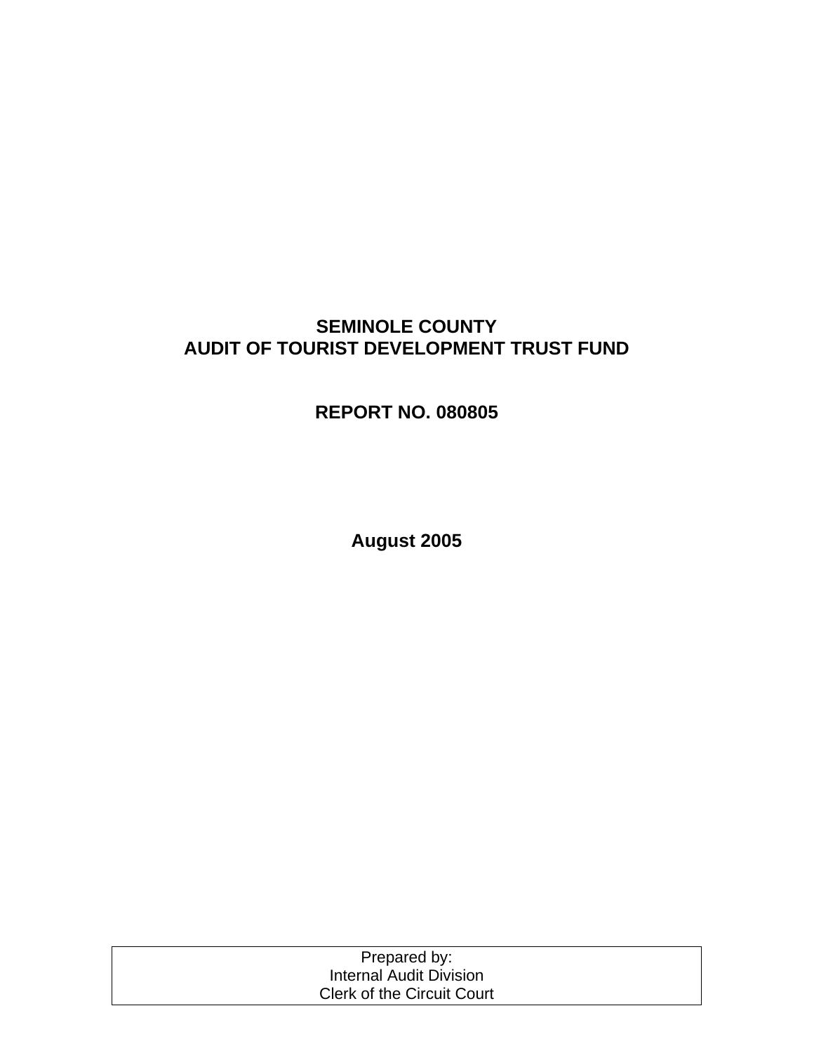# SEMINOLE COUNTY
# AUDIT OF TOURIST DEVELOPMENT TRUST FUND

## REPORT NO. 080805

## August 2005

Prepared by:
Internal Audit Division
Clerk of the Circuit Court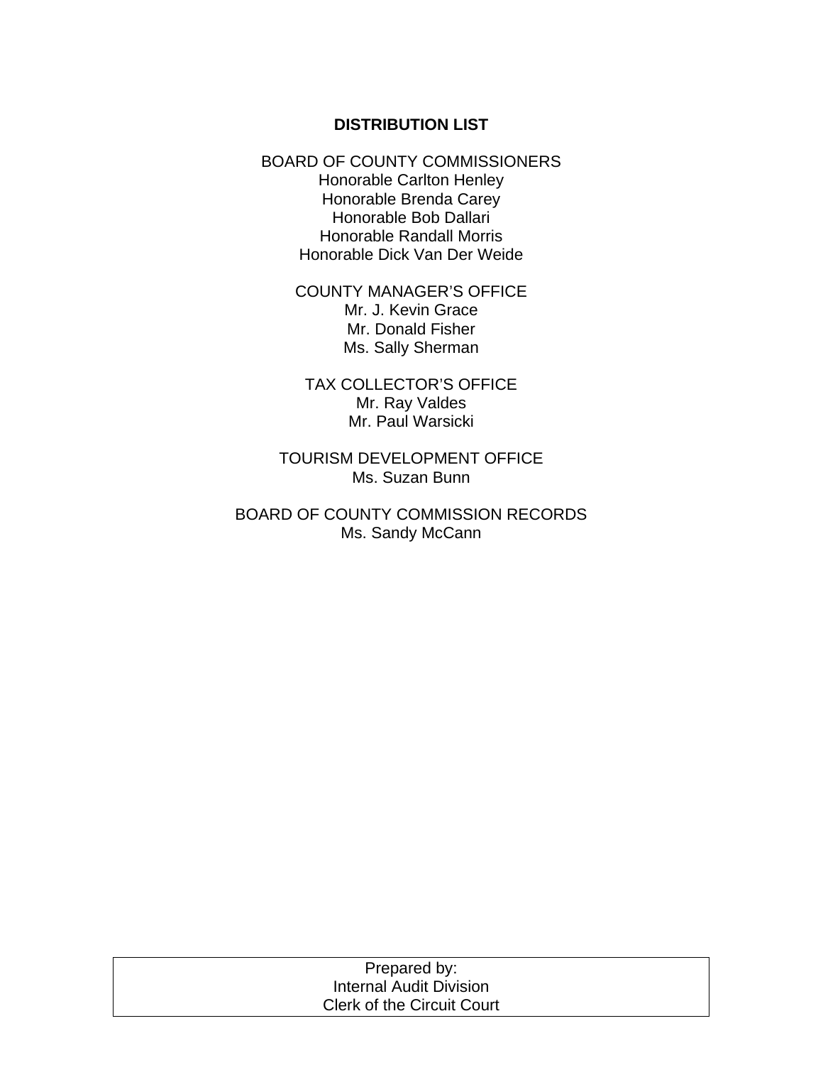# DISTRIBUTION LIST

BOARD OF COUNTY COMMISSIONERS
Honorable Carlton Henley
Honorable Brenda Carey
Honorable Bob Dallari
Honorable Randall Morris
Honorable Dick Van Der Weide

COUNTY MANAGER'S OFFICE
Mr. J. Kevin Grace
Mr. Donald Fisher
Ms. Sally Sherman

TAX COLLECTOR'S OFFICE
Mr. Ray Valdes
Mr. Paul Warsicki

TOURISM DEVELOPMENT OFFICE
Ms. Suzan Bunn

BOARD OF COUNTY COMMISSION RECORDS
Ms. Sandy McCann

| Prepared by:<br>Internal Audit Division<br>Clerk of the Circuit Court |
|---|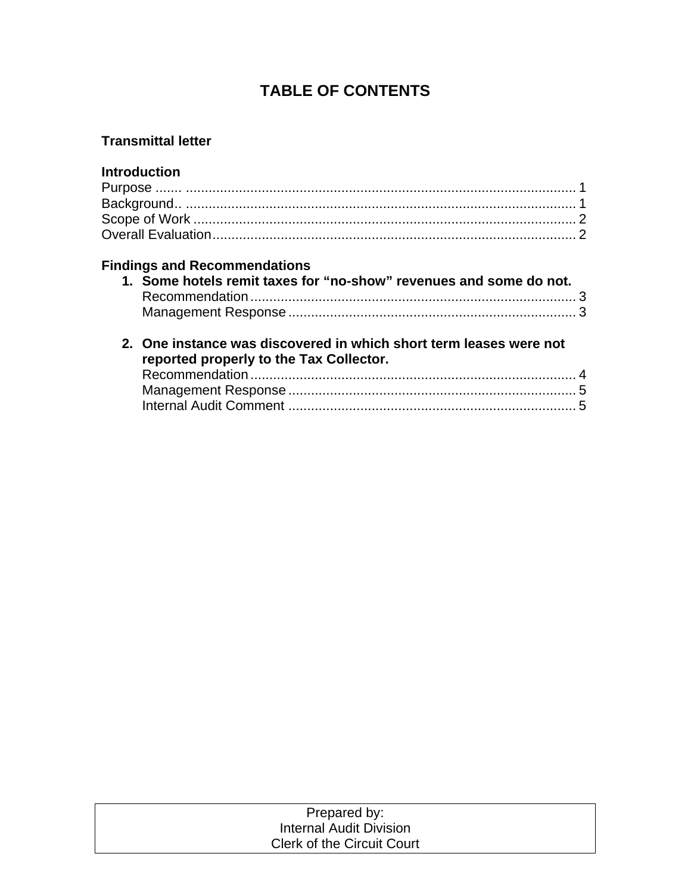# TABLE OF CONTENTS

**Transmittal letter**

**Introduction**

Purpose ....... 1
Background.. 1
Scope of Work 2
Overall Evaluation 2

**Findings and Recommendations**

1. **Some hotels remit taxes for "no-show" revenues and some do not.**
   Recommendation 3
   Management Response 3

2. **One instance was discovered in which short term leases were not reported properly to the Tax Collector.**
   Recommendation 4
   Management Response 5
   Internal Audit Comment 5

| Prepared by: |
|---|
| Internal Audit Division |
| Clerk of the Circuit Court |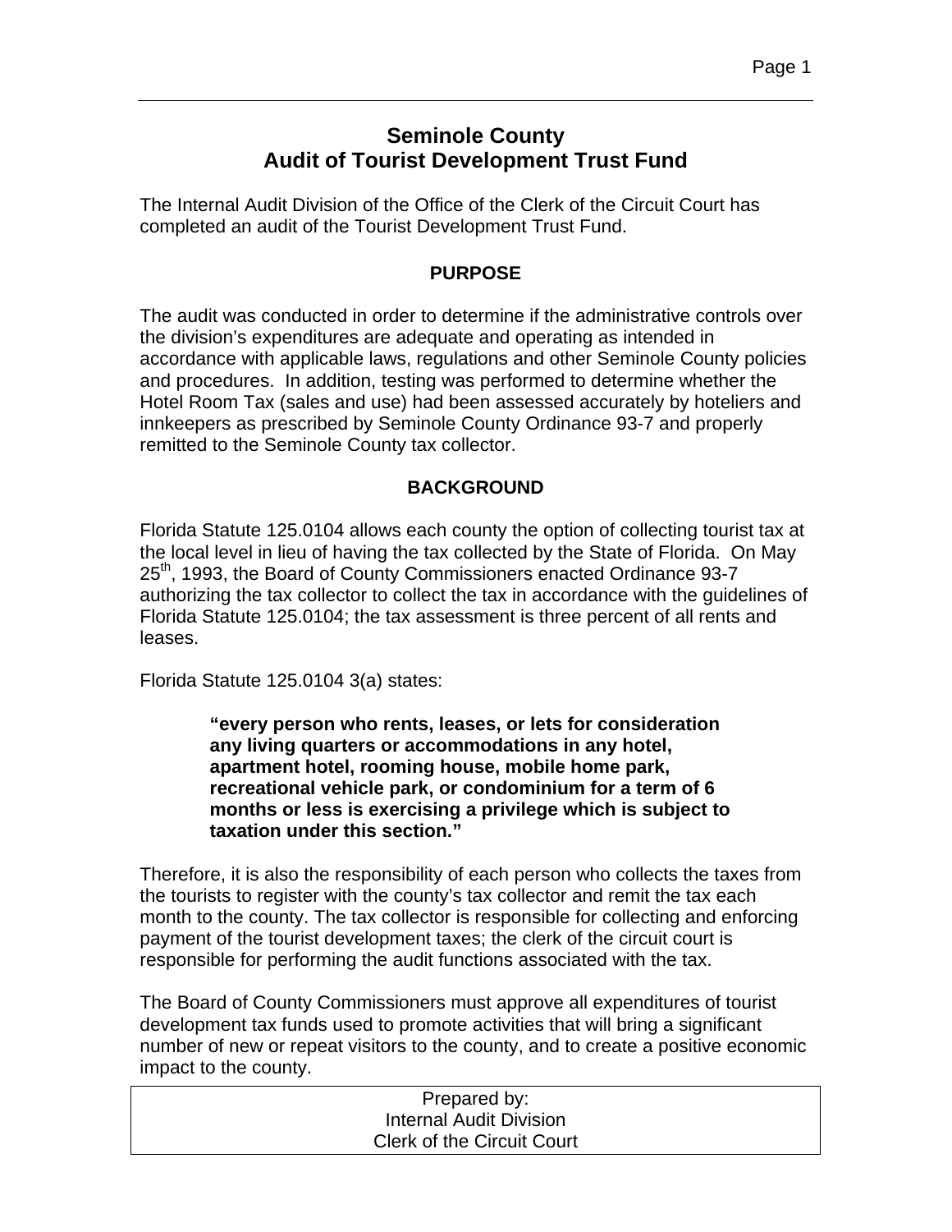# Seminole County
# Audit of Tourist Development Trust Fund

The Internal Audit Division of the Office of the Clerk of the Circuit Court has completed an audit of the Tourist Development Trust Fund.

## PURPOSE

The audit was conducted in order to determine if the administrative controls over the division's expenditures are adequate and operating as intended in accordance with applicable laws, regulations and other Seminole County policies and procedures. In addition, testing was performed to determine whether the Hotel Room Tax (sales and use) had been assessed accurately by hoteliers and innkeepers as prescribed by Seminole County Ordinance 93-7 and properly remitted to the Seminole County tax collector.

## BACKGROUND

Florida Statute 125.0104 allows each county the option of collecting tourist tax at the local level in lieu of having the tax collected by the State of Florida. On May 25th, 1993, the Board of County Commissioners enacted Ordinance 93-7 authorizing the tax collector to collect the tax in accordance with the guidelines of Florida Statute 125.0104; the tax assessment is three percent of all rents and leases.

Florida Statute 125.0104 3(a) states:

> **"every person who rents, leases, or lets for consideration any living quarters or accommodations in any hotel, apartment hotel, rooming house, mobile home park, recreational vehicle park, or condominium for a term of 6 months or less is exercising a privilege which is subject to taxation under this section."**

Therefore, it is also the responsibility of each person who collects the taxes from the tourists to register with the county's tax collector and remit the tax each month to the county. The tax collector is responsible for collecting and enforcing payment of the tourist development taxes; the clerk of the circuit court is responsible for performing the audit functions associated with the tax.

The Board of County Commissioners must approve all expenditures of tourist development tax funds used to promote activities that will bring a significant number of new or repeat visitors to the county, and to create a positive economic impact to the county.

| Prepared by: |
| --- |
| Internal Audit Division |
| Clerk of the Circuit Court |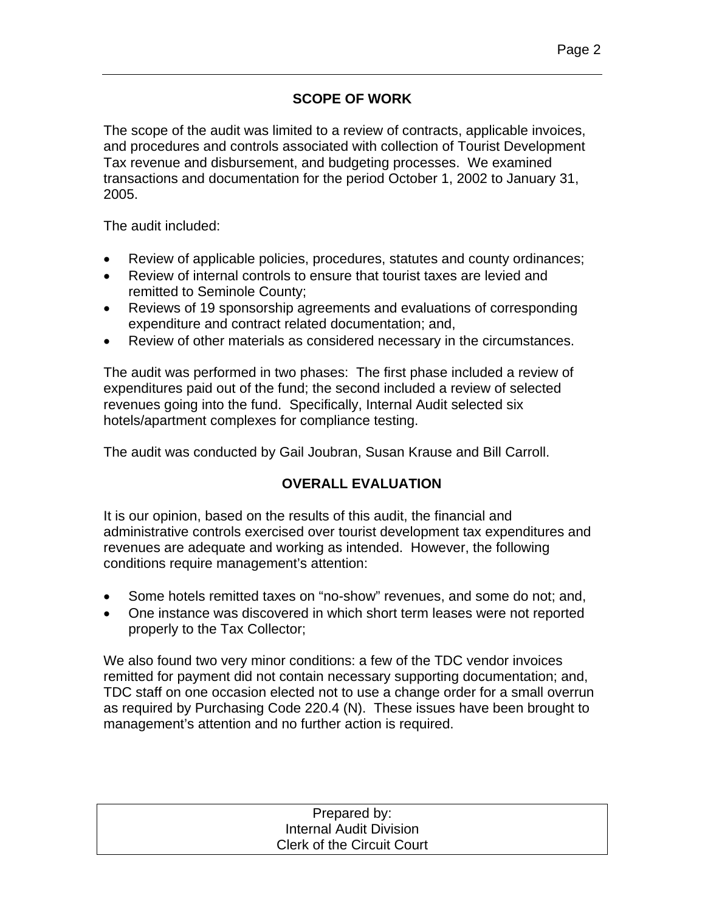## SCOPE OF WORK

The scope of the audit was limited to a review of contracts, applicable invoices, and procedures and controls associated with collection of Tourist Development Tax revenue and disbursement, and budgeting processes. We examined transactions and documentation for the period October 1, 2002 to January 31, 2005.

The audit included:

- Review of applicable policies, procedures, statutes and county ordinances;
- Review of internal controls to ensure that tourist taxes are levied and remitted to Seminole County;
- Reviews of 19 sponsorship agreements and evaluations of corresponding expenditure and contract related documentation; and,
- Review of other materials as considered necessary in the circumstances.

The audit was performed in two phases: The first phase included a review of expenditures paid out of the fund; the second included a review of selected revenues going into the fund. Specifically, Internal Audit selected six hotels/apartment complexes for compliance testing.

The audit was conducted by Gail Joubran, Susan Krause and Bill Carroll.

## OVERALL EVALUATION

It is our opinion, based on the results of this audit, the financial and administrative controls exercised over tourist development tax expenditures and revenues are adequate and working as intended. However, the following conditions require management's attention:

- Some hotels remitted taxes on "no-show" revenues, and some do not; and,
- One instance was discovered in which short term leases were not reported properly to the Tax Collector;

We also found two very minor conditions: a few of the TDC vendor invoices remitted for payment did not contain necessary supporting documentation; and, TDC staff on one occasion elected not to use a change order for a small overrun as required by Purchasing Code 220.4 (N). These issues have been brought to management's attention and no further action is required.

| Prepared by: Internal Audit Division Clerk of the Circuit Court |
|---|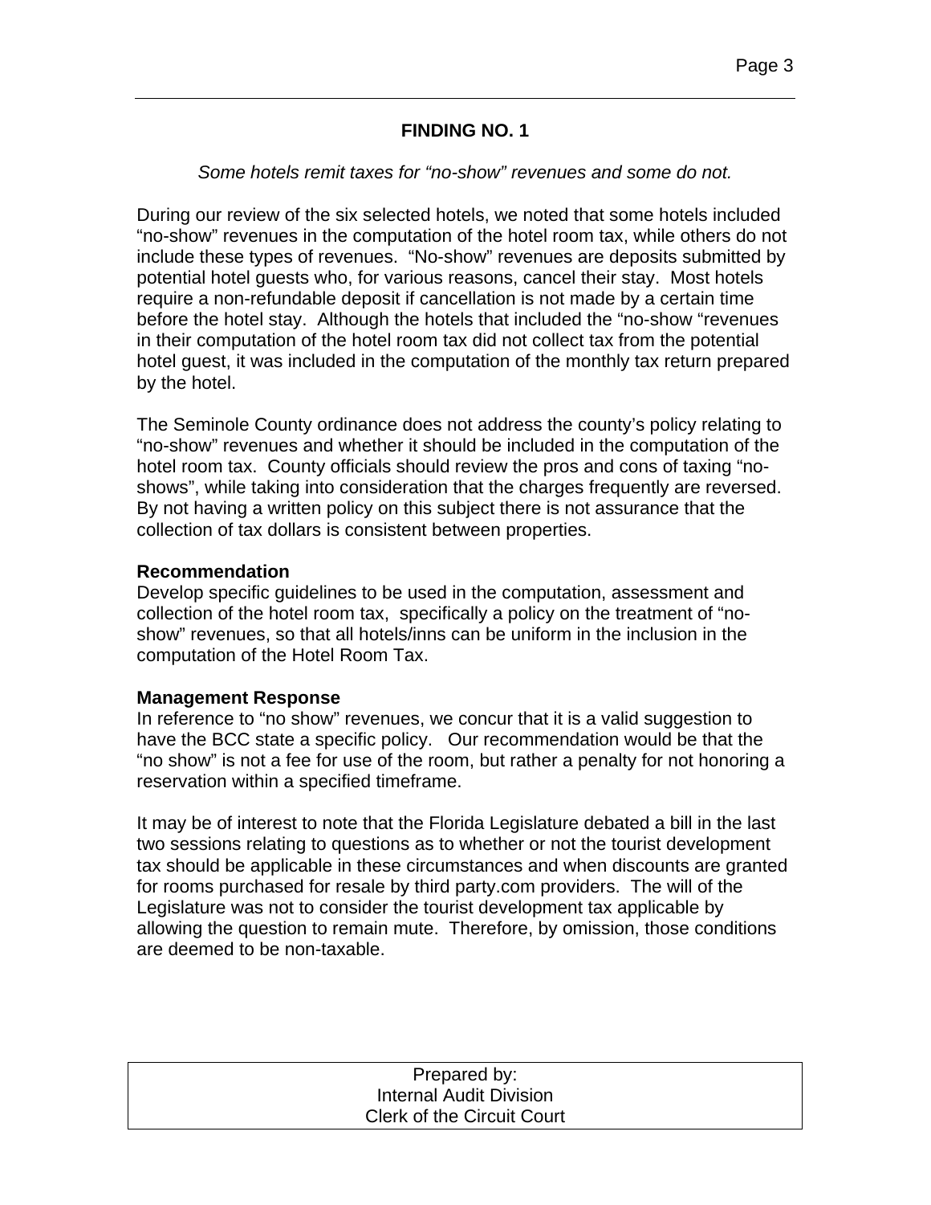## FINDING NO. 1

*Some hotels remit taxes for "no-show" revenues and some do not.*

During our review of the six selected hotels, we noted that some hotels included "no-show" revenues in the computation of the hotel room tax, while others do not include these types of revenues. "No-show" revenues are deposits submitted by potential hotel guests who, for various reasons, cancel their stay. Most hotels require a non-refundable deposit if cancellation is not made by a certain time before the hotel stay. Although the hotels that included the "no-show "revenues in their computation of the hotel room tax did not collect tax from the potential hotel guest, it was included in the computation of the monthly tax return prepared by the hotel.

The Seminole County ordinance does not address the county's policy relating to "no-show" revenues and whether it should be included in the computation of the hotel room tax. County officials should review the pros and cons of taxing "no-shows", while taking into consideration that the charges frequently are reversed. By not having a written policy on this subject there is not assurance that the collection of tax dollars is consistent between properties.

**Recommendation**
Develop specific guidelines to be used in the computation, assessment and collection of the hotel room tax, specifically a policy on the treatment of "no-show" revenues, so that all hotels/inns can be uniform in the inclusion in the computation of the Hotel Room Tax.

**Management Response**
In reference to "no show" revenues, we concur that it is a valid suggestion to have the BCC state a specific policy. Our recommendation would be that the "no show" is not a fee for use of the room, but rather a penalty for not honoring a reservation within a specified timeframe.

It may be of interest to note that the Florida Legislature debated a bill in the last two sessions relating to questions as to whether or not the tourist development tax should be applicable in these circumstances and when discounts are granted for rooms purchased for resale by third party.com providers. The will of the Legislature was not to consider the tourist development tax applicable by allowing the question to remain mute. Therefore, by omission, those conditions are deemed to be non-taxable.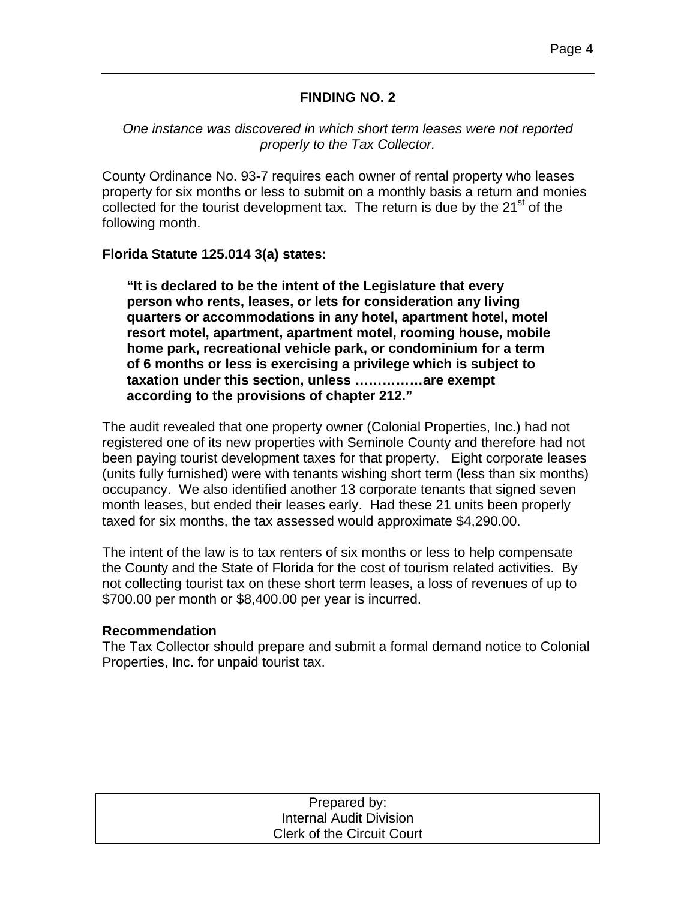## FINDING NO. 2

*One instance was discovered in which short term leases were not reported properly to the Tax Collector.*

County Ordinance No. 93-7 requires each owner of rental property who leases property for six months or less to submit on a monthly basis a return and monies collected for the tourist development tax. The return is due by the 21st of the following month.

**Florida Statute 125.014 3(a) states:**

> **"It is declared to be the intent of the Legislature that every person who rents, leases, or lets for consideration any living quarters or accommodations in any hotel, apartment hotel, motel resort motel, apartment, apartment motel, rooming house, mobile home park, recreational vehicle park, or condominium for a term of 6 months or less is exercising a privilege which is subject to taxation under this section, unless ……………are exempt according to the provisions of chapter 212."**

The audit revealed that one property owner (Colonial Properties, Inc.) had not registered one of its new properties with Seminole County and therefore had not been paying tourist development taxes for that property. Eight corporate leases (units fully furnished) were with tenants wishing short term (less than six months) occupancy. We also identified another 13 corporate tenants that signed seven month leases, but ended their leases early. Had these 21 units been properly taxed for six months, the tax assessed would approximate $4,290.00.

The intent of the law is to tax renters of six months or less to help compensate the County and the State of Florida for the cost of tourism related activities. By not collecting tourist tax on these short term leases, a loss of revenues of up to $700.00 per month or $8,400.00 per year is incurred.

**Recommendation**

The Tax Collector should prepare and submit a formal demand notice to Colonial Properties, Inc. for unpaid tourist tax.

Prepared by:
Internal Audit Division
Clerk of the Circuit Court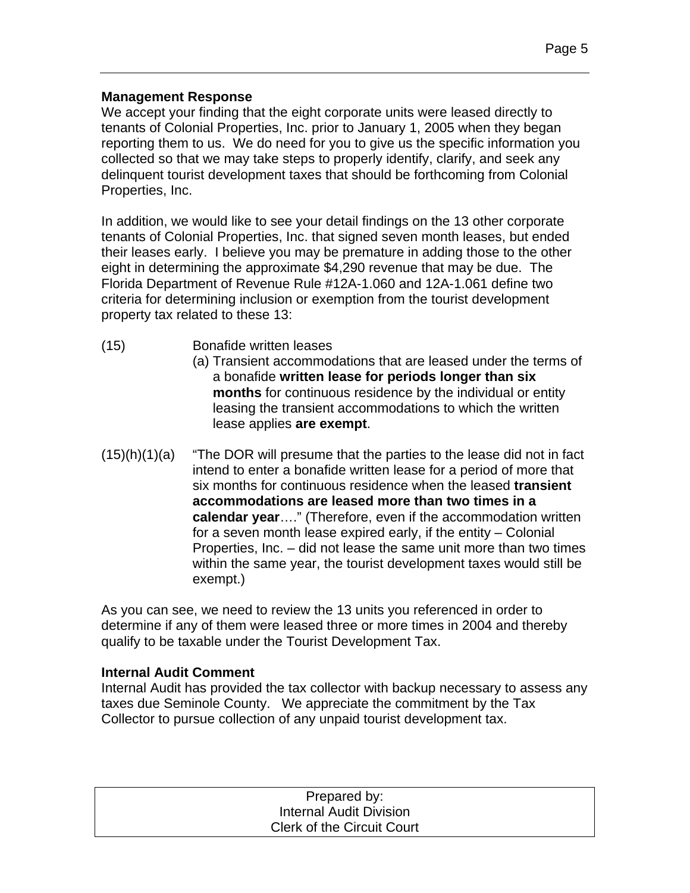**Management Response**

We accept your finding that the eight corporate units were leased directly to tenants of Colonial Properties, Inc. prior to January 1, 2005 when they began reporting them to us. We do need for you to give us the specific information you collected so that we may take steps to properly identify, clarify, and seek any delinquent tourist development taxes that should be forthcoming from Colonial Properties, Inc.

In addition, we would like to see your detail findings on the 13 other corporate tenants of Colonial Properties, Inc. that signed seven month leases, but ended their leases early. I believe you may be premature in adding those to the other eight in determining the approximate $4,290 revenue that may be due. The Florida Department of Revenue Rule #12A-1.060 and 12A-1.061 define two criteria for determining inclusion or exemption from the tourist development property tax related to these 13:

(15) Bonafide written leases

(a) Transient accommodations that are leased under the terms of a bonafide **written lease for periods longer than six months** for continuous residence by the individual or entity leasing the transient accommodations to which the written lease applies **are exempt**.

(15)(h)(1)(a) "The DOR will presume that the parties to the lease did not in fact intend to enter a bonafide written lease for a period of more that six months for continuous residence when the leased **transient accommodations are leased more than two times in a calendar year**…." (Therefore, even if the accommodation written for a seven month lease expired early, if the entity – Colonial Properties, Inc. – did not lease the same unit more than two times within the same year, the tourist development taxes would still be exempt.)

As you can see, we need to review the 13 units you referenced in order to determine if any of them were leased three or more times in 2004 and thereby qualify to be taxable under the Tourist Development Tax.

**Internal Audit Comment**

Internal Audit has provided the tax collector with backup necessary to assess any taxes due Seminole County. We appreciate the commitment by the Tax Collector to pursue collection of any unpaid tourist development tax.

| Prepared by: Internal Audit Division Clerk of the Circuit Court |
| --- |